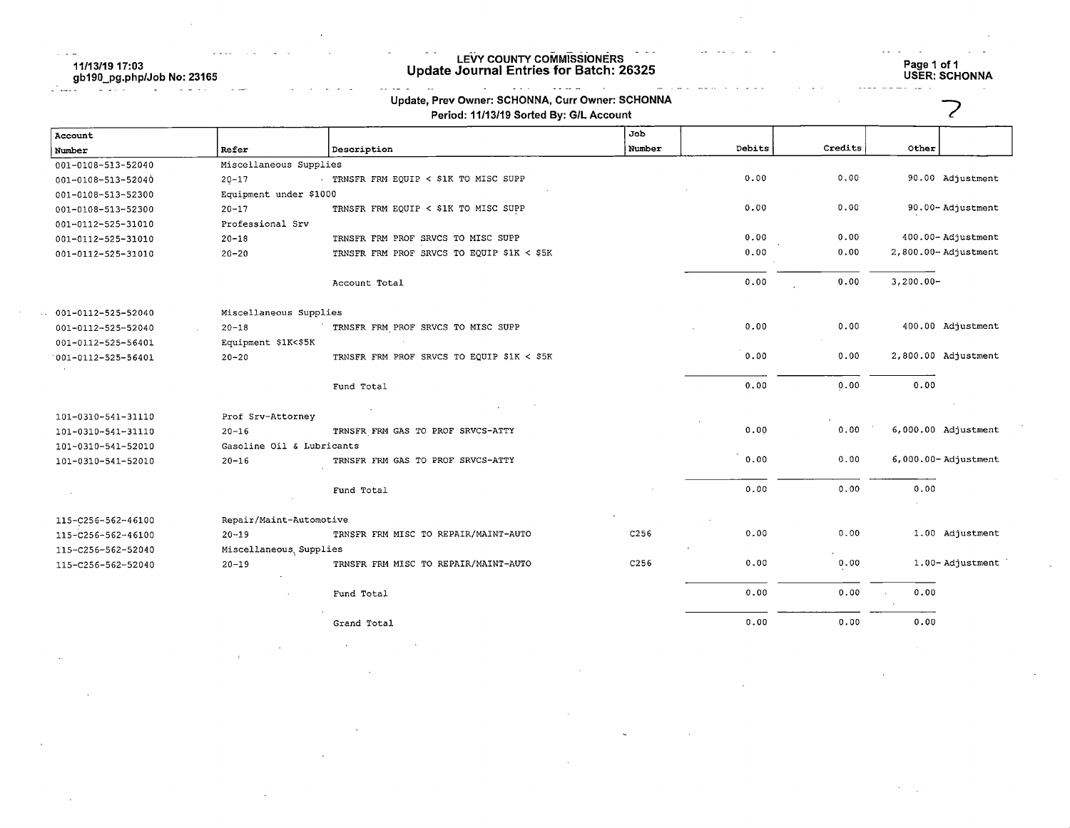11/13/19 17:03
gb190_pg.php/Job No: 23165

# LEVY COUNTY COMMISSIONERS
## Update Journal Entries for Batch: 26325

USER: SCHONNA

Update, Prev Owner: SCHONNA, Curr Owner: SCHONNA
Period: 11/13/19 Sorted By: G/L Account

7

| Account Number | Refer | Description | Job Number | Debits | Credits | Other | |
|---|---|---|---|---|---|---|---|
| 001-0108-513-52040 | Miscellaneous Supplies | | | | | | |
| 001-0108-513-52040 | 20-17 | TRNSFR FRM EQUIP < $1K TO MISC SUPP | | 0.00 | 0.00 | 90.00 | Adjustment |
| 001-0108-513-52300 | Equipment under $1000 | | | | | | |
| 001-0108-513-52300 | 20-17 | TRNSFR FRM EQUIP < $1K TO MISC SUPP | | 0.00 | 0.00 | 90.00- | Adjustment |
| 001-0112-525-31010 | Professional Srv | | | | | | |
| 001-0112-525-31010 | 20-18 | TRNSFR FRM PROF SRVCS TO MISC SUPP | | 0.00 | 0.00 | 400.00- | Adjustment |
| 001-0112-525-31010 | 20-20 | TRNSFR FRM PROF SRVCS TO EQUIP $1K < $5K | | 0.00 | 0.00 | 2,800.00- | Adjustment |
| | | Account Total | | 0.00 | 0.00 | 3,200.00- | |
| 001-0112-525-52040 | Miscellaneous Supplies | | | | | | |
| 001-0112-525-52040 | 20-18 | TRNSFR FRM PROF SRVCS TO MISC SUPP | | 0.00 | 0.00 | 400.00 | Adjustment |
| 001-0112-525-56401 | Equipment $1K<$5K | | | | | | |
| 001-0112-525-56401 | 20-20 | TRNSFR FRM PROF SRVCS TO EQUIP $1K < $5K | | 0.00 | 0.00 | 2,800.00 | Adjustment |
| | | Fund Total | | 0.00 | 0.00 | 0.00 | |
| 101-0310-541-31110 | Prof Srv-Attorney | | | | | | |
| 101-0310-541-31110 | 20-16 | TRNSFR FRM GAS TO PROF SRVCS-ATTY | | 0.00 | 0.00 | 6,000.00 | Adjustment |
| 101-0310-541-52010 | Gasoline Oil & Lubricants | | | | | | |
| 101-0310-541-52010 | 20-16 | TRNSFR FRM GAS TO PROF SRVCS-ATTY | | 0.00 | 0.00 | 6,000.00- | Adjustment |
| | | Fund Total | | 0.00 | 0.00 | 0.00 | |
| 115-C256-562-46100 | Repair/Maint-Automotive | | | | | | |
| 115-C256-562-46100 | 20-19 | TRNSFR FRM MISC TO REPAIR/MAINT-AUTO | C256 | 0.00 | 0.00 | 1.00 | Adjustment |
| 115-C256-562-52040 | Miscellaneous Supplies | | | | | | |
| 115-C256-562-52040 | 20-19 | TRNSFR FRM MISC TO REPAIR/MAINT-AUTO | C256 | 0.00 | 0.00 | 1.00- | Adjustment |
| | | Fund Total | | 0.00 | 0.00 | 0.00 | |
| | | Grand Total | | 0.00 | 0.00 | 0.00 | |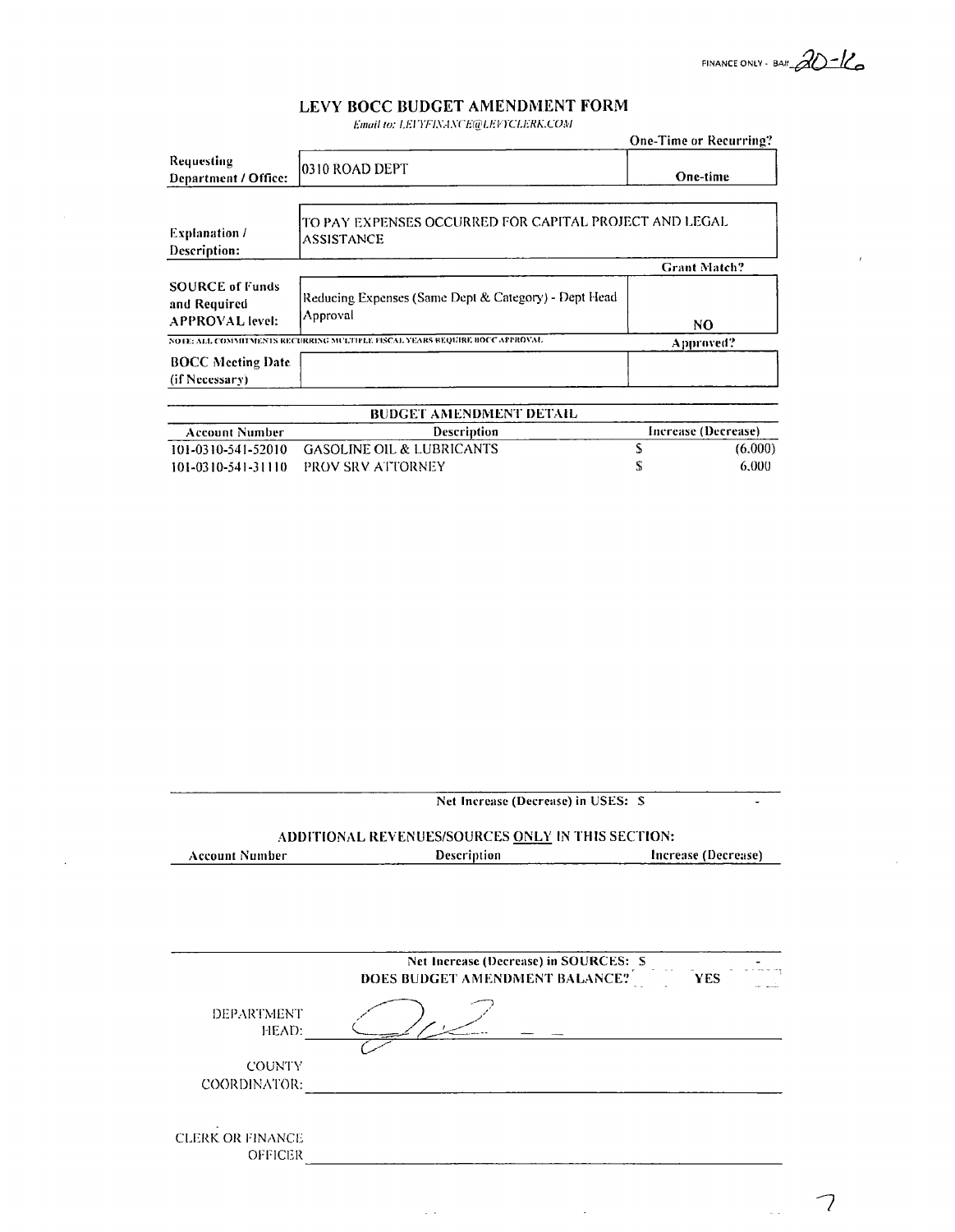FINANCE ONLY - BA# 20-16

# LEVY BOCC BUDGET AMENDMENT FORM

*Email to: LEVYFINANCE@LEVYCLERK.COM*

| | | One-Time or Recurring? |
|---|---|---|
| Requesting Department / Office: | 0310 ROAD DEPT | One-time |
| Explanation / Description: | TO PAY EXPENSES OCCURRED FOR CAPITAL PROJECT AND LEGAL ASSISTANCE | |
| | | Grant Match? |
| SOURCE of Funds and Required APPROVAL level: | Reducing Expenses (Same Dept & Category) - Dept Head Approval | NO |
| | NOTE: ALL COMMITMENTS RECURRING MULTIPLE FISCAL YEARS REQUIRE BOCC APPROVAL | Approved? |
| BOCC Meeting Date (if Necessary) | | |

## BUDGET AMENDMENT DETAIL

| Account Number | Description | Increase (Decrease) |
|---|---|---|
| 101-0310-541-52010 | GASOLINE OIL & LUBRICANTS | $ (6,000) |
| 101-0310-541-31110 | PROV SRV ATTORNEY | $ 6,000 |

Net Increase (Decrease) in USES: $ -

## ADDITIONAL REVENUES/SOURCES ONLY IN THIS SECTION:

| Account Number | Description | Increase (Decrease) |
|---|---|---|
| | | |

Net Increase (Decrease) in SOURCES: $ -

DOES BUDGET AMENDMENT BALANCE? YES

DEPARTMENT HEAD: ____________________

COUNTY COORDINATOR: ____________________

CLERK OR FINANCE OFFICER ____________________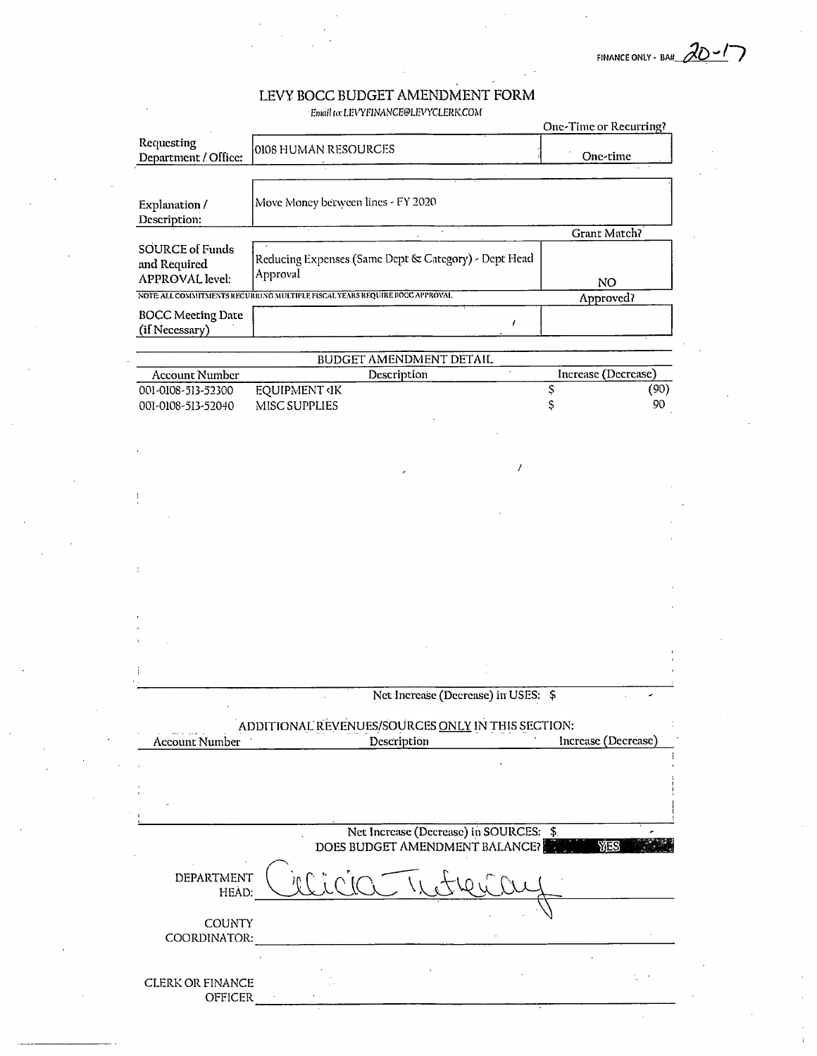FINANCE ONLY - BA# 20-17

# LEVY BOCC BUDGET AMENDMENT FORM

*Email to: LEVYFINANCE@LEVYCLERK.COM*

| | | One-Time or Recurring? |
|---|---|---|
| Requesting Department / Office: | 0108 HUMAN RESOURCES | One-time |
| Explanation / Description: | Move Money between lines - FY 2020 | |
| | | Grant Match? |
| SOURCE of Funds and Required APPROVAL level: | Reducing Expenses (Same Dept & Category) - Dept Head Approval | NO |
| NOTE: ALL COMMITMENTS RECURRING MULTIPLE FISCAL YEARS REQUIRE BOCC APPROVAL | | Approved? |
| BOCC Meeting Date (if Necessary) | | |

## BUDGET AMENDMENT DETAIL

| Account Number | Description | Increase (Decrease) |
|---|---|---|
| 001-0108-513-52300 | EQUIPMENT <1K | $ (90) |
| 001-0108-513-52040 | MISC SUPPLIES | $ 90 |

Net Increase (Decrease) in USES: $ -

## ADDITIONAL REVENUES/SOURCES ONLY IN THIS SECTION:

| Account Number | Description | Increase (Decrease) |
|---|---|---|
| | | |

Net Increase (Decrease) in SOURCES: $ -

DOES BUDGET AMENDMENT BALANCE? YES

DEPARTMENT HEAD: Alicia Tretheway

COUNTY COORDINATOR: ____________________

CLERK OR FINANCE OFFICER ____________________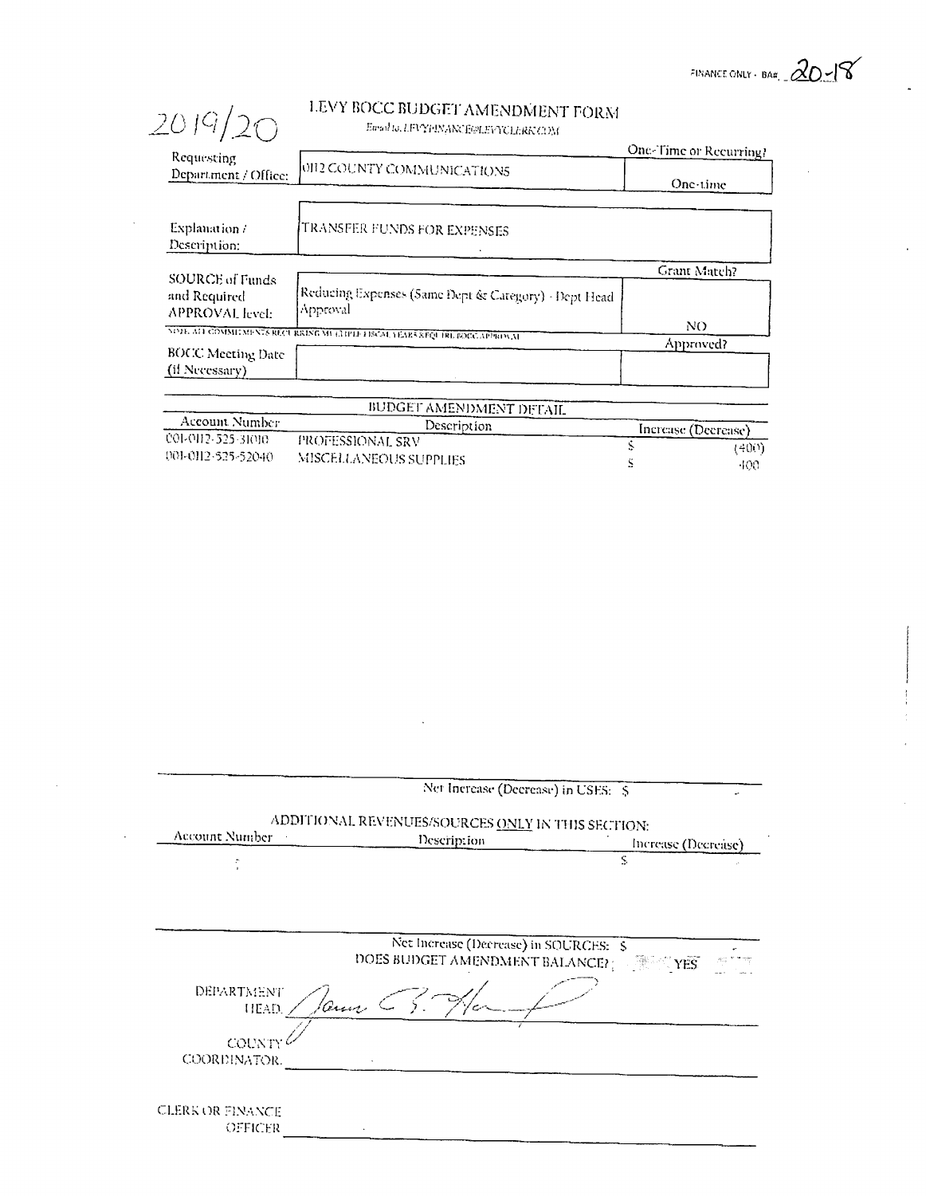FINANCE ONLY - BA# 20-18

2019/20

# LEVY BOCC BUDGET AMENDMENT FORM

Email to: LEVYFINANCE@LEVYCLERK.COM

| | | One-Time or Recurring? |
|---|---|---|
| Requesting Department / Office: | 0112 COUNTY COMMUNICATIONS | One-time |
| Explanation / Description: | TRANSFER FUNDS FOR EXPENSES | |
| | | Grant Match? |
| SOURCE of Funds and Required APPROVAL level: | Reducing Expenses (Same Dept & Category) - Dept Head Approval | NO |

NOTE: ALL COMMITMENTS RECURRING MULTIPLE FISCAL YEARS REQUIRE BOCC APPROVAL

| | | Approved? |
|---|---|---|
| BOCC Meeting Date (If Necessary) | | |

## BUDGET AMENDMENT DETAIL

| Account Number | Description | Increase (Decrease) |
|---|---|---|
| 001-0112-525-31010 | PROFESSIONAL SRV | $ (400) |
| 001-0112-525-52040 | MISCELLANEOUS SUPPLIES | $ 400 |

Net Increase (Decrease) in USES: $ -

## ADDITIONAL REVENUES/SOURCES ONLY IN THIS SECTION:

| Account Number | Description | Increase (Decrease) |
|---|---|---|
| | | $ |

Net Increase (Decrease) in SOURCES: $ -

DOES BUDGET AMENDMENT BALANCE? YES

DEPARTMENT HEAD: *[signature]*

COUNTY COORDINATOR: ______________________

CLERK OR FINANCE OFFICER: ______________________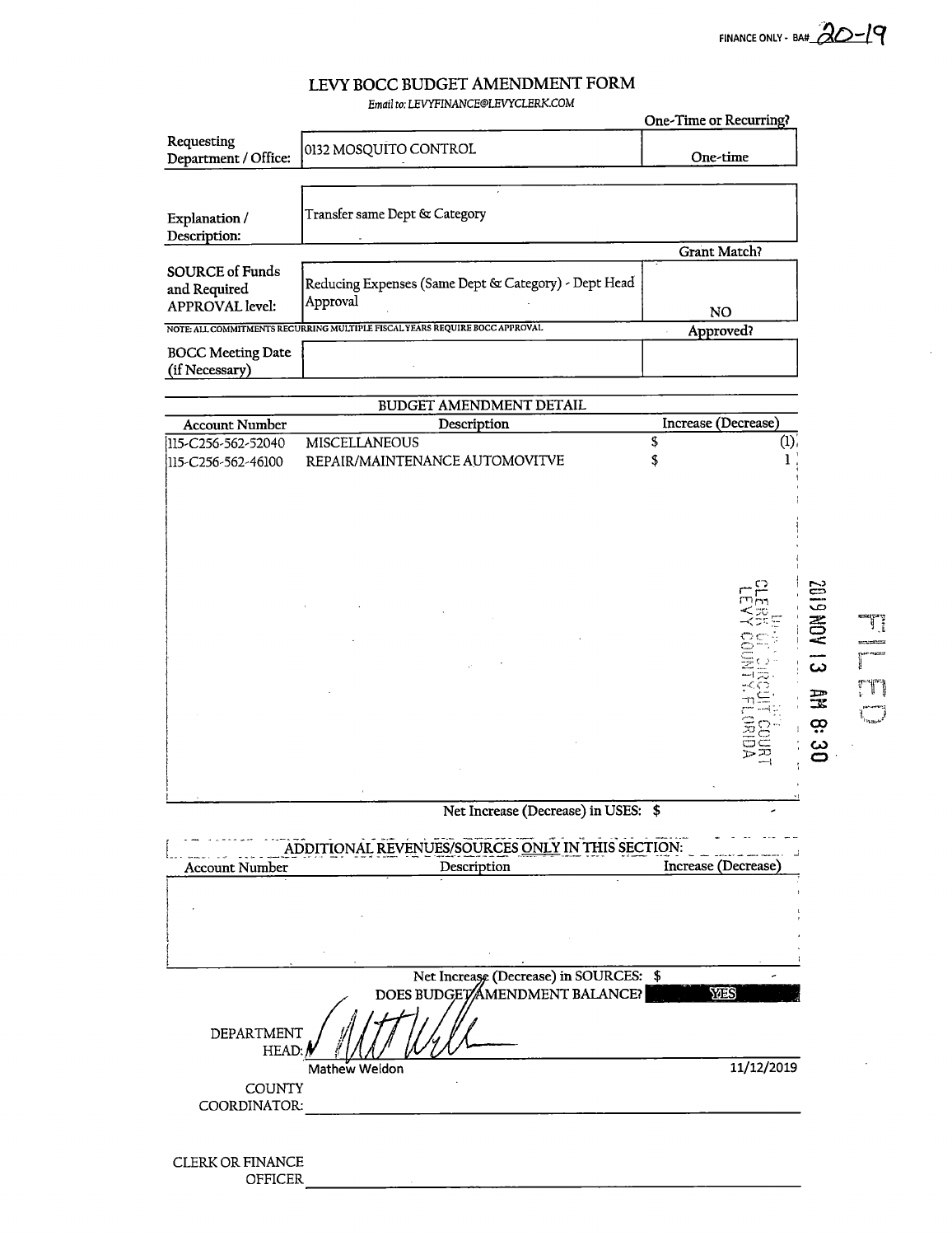FINANCE ONLY - BA# 20-19

# LEVY BOCC BUDGET AMENDMENT FORM

*Email to: LEVYFINANCE@LEVYCLERK.COM*

| | | One-Time or Recurring? |
|---|---|---|
| Requesting Department / Office: | 0132 MOSQUITO CONTROL | One-time |
| Explanation / Description: | Transfer same Dept & Category | |
| | | Grant Match? |
| SOURCE of Funds and Required APPROVAL level: | Reducing Expenses (Same Dept & Category) - Dept Head Approval | NO |
| | | Approved? |
| BOCC Meeting Date (if Necessary) | | |

NOTE: ALL COMMITMENTS RECURRING MULTIPLE FISCAL YEARS REQUIRE BOCC APPROVAL

## BUDGET AMENDMENT DETAIL

| Account Number | Description | Increase (Decrease) |
|---|---|---|
| 115-C256-562-52040 | MISCELLANEOUS | $ (1) |
| 115-C256-562-46100 | REPAIR/MAINTENANCE AUTOMOVITVE | $ 1 |
| | Net Increase (Decrease) in USES: | $ - |

FILED
2019 NOV 13 AM 8:30
CLERK OF CIRCUIT COURT
LEVY COUNTY, FLORIDA

## ADDITIONAL REVENUES/SOURCES ONLY IN THIS SECTION:

| Account Number | Description | Increase (Decrease) |
|---|---|---|
| | | |
| | Net Increase (Decrease) in SOURCES: | $ - |
| | DOES BUDGET AMENDMENT BALANCE? | YES |

DEPARTMENT HEAD: Mathew Weldon 11/12/2019

COUNTY COORDINATOR: ______________________

CLERK OR FINANCE OFFICER ______________________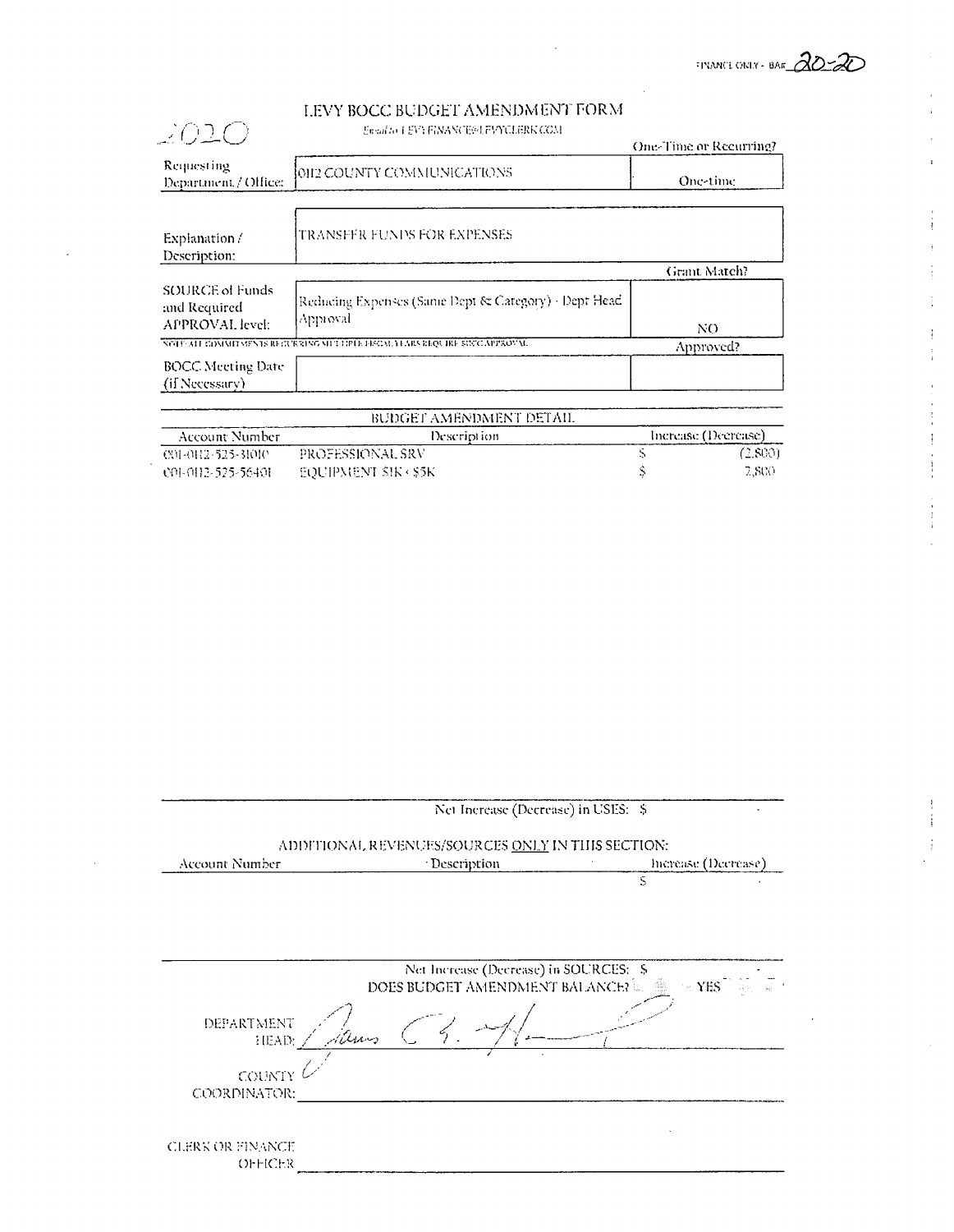FINANCE ONLY - BA# 20-20

# LEVY BOCC BUDGET AMENDMENT FORM

2020

Email to LEVYFINANCE@LEVYCLERK.COM

| | | One-Time or Recurring? |
|---|---|---|
| Requesting Department / Office: | 0112 COUNTY COMMUNICATIONS | One-time |
| Explanation / Description: | TRANSFER FUNDS FOR EXPENSES | |
| | | Grant Match? |
| SOURCE of Funds and Required APPROVAL level: | Reducing Expenses (Same Dept & Category) - Dept Head Approval | NO |

NOTE: ALL COMMITMENTS RECURRING MULTIPLE FISCAL YEARS REQUIRE BOCC APPROVAL

| | | Approved? |
|---|---|---|
| BOCC Meeting Date (if Necessary) | | |

## BUDGET AMENDMENT DETAIL

| Account Number | Description | Increase (Decrease) |
|---|---|---|
| 001-0112-525-31010 | PROFESSIONAL SRV | $ (2,800) |
| 001-0112-525-56401 | EQUIPMENT $1K < $5K | $ 2,800 |

Net Increase (Decrease) in USES: $ -

ADDITIONAL REVENUES/SOURCES ONLY IN THIS SECTION:

| Account Number | Description | Increase (Decrease) |
|---|---|---|
| | | $ - |

Net Increase (Decrease) in SOURCES: $ -

DOES BUDGET AMENDMENT BALANCE? YES

DEPARTMENT HEAD: James C. H[signature]

COUNTY COORDINATOR: ____________________

CLERK OR FINANCE OFFICER ____________________